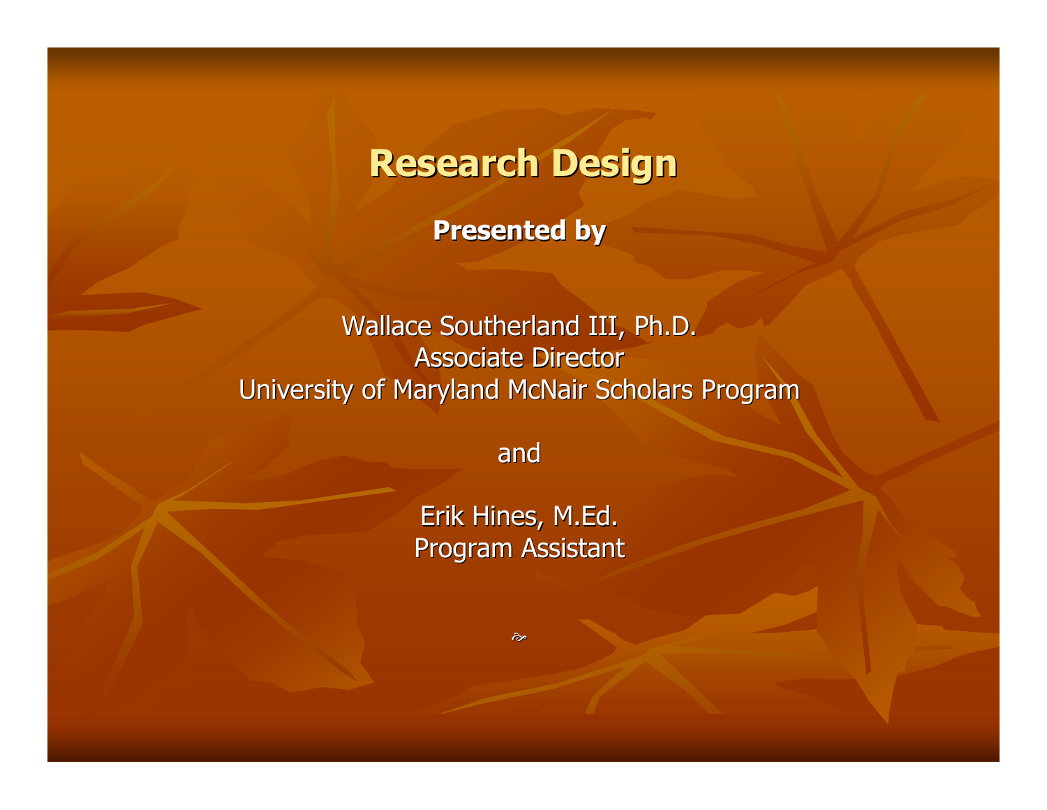# Research Design

**Presented by**

Wallace Southerland III, Ph.D.
Associate Director
University of Maryland McNair Scholars Program

and

Erik Hines, M.Ed.
Program Assistant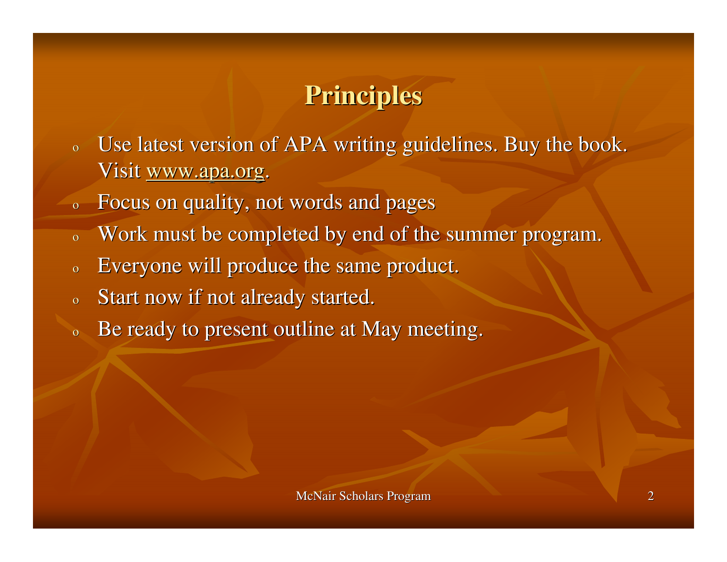# Principles

- Use latest version of APA writing guidelines. Buy the book. Visit www.apa.org.
- Focus on quality, not words and pages
- Work must be completed by end of the summer program.
- Everyone will produce the same product.
- Start now if not already started.
- Be ready to present outline at May meeting.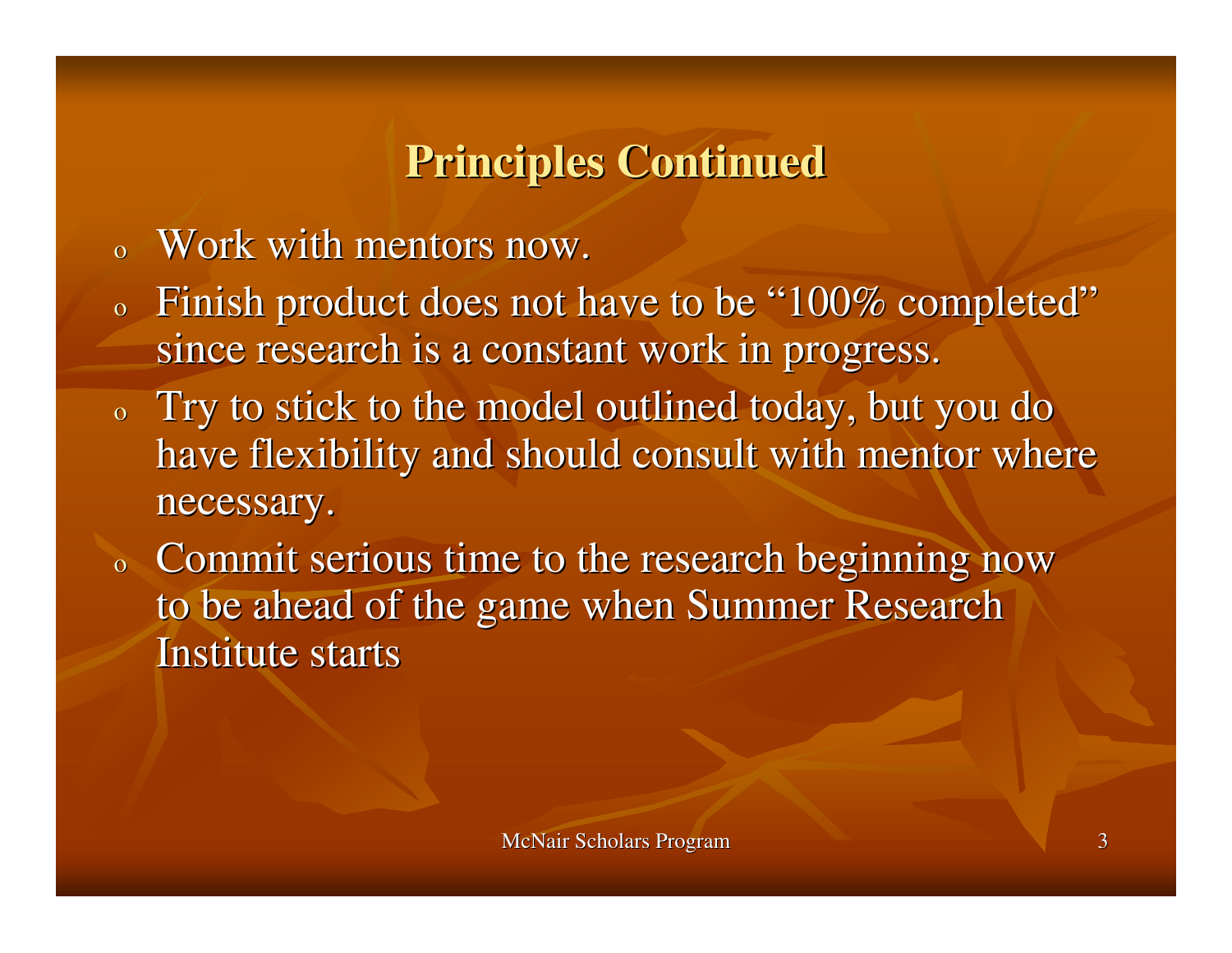# Principles Continued

- Work with mentors now.
- Finish product does not have to be "100% completed" since research is a constant work in progress.
- Try to stick to the model outlined today, but you do have flexibility and should consult with mentor where necessary.
- Commit serious time to the research beginning now to be ahead of the game when Summer Research Institute starts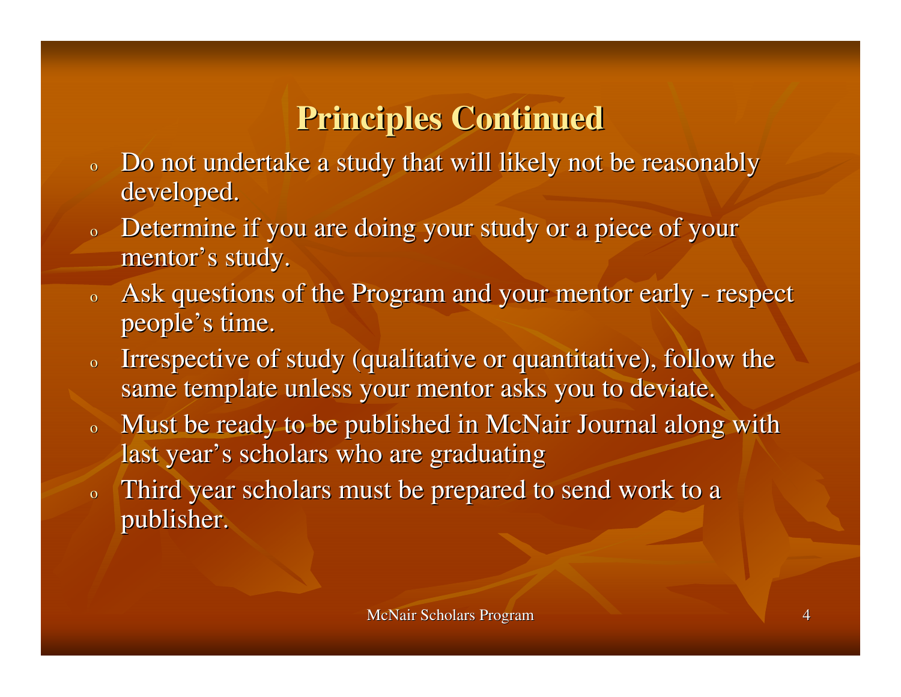# Principles Continued

- Do not undertake a study that will likely not be reasonably developed.
- Determine if you are doing your study or a piece of your mentor's study.
- Ask questions of the Program and your mentor early - respect people's time.
- Irrespective of study (qualitative or quantitative), follow the same template unless your mentor asks you to deviate.
- Must be ready to be published in McNair Journal along with last year's scholars who are graduating
- Third year scholars must be prepared to send work to a publisher.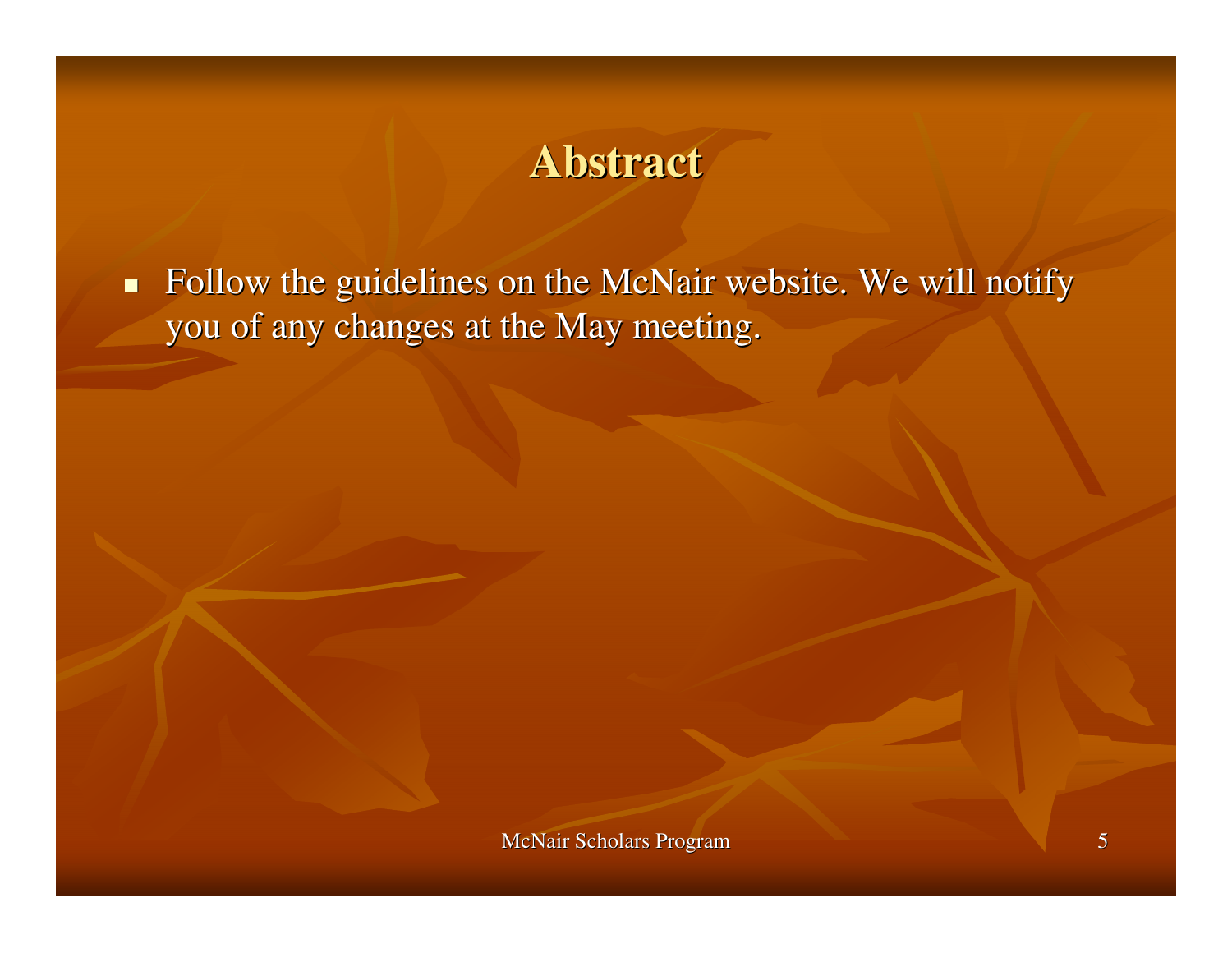# Abstract

- Follow the guidelines on the McNair website. We will notify you of any changes at the May meeting.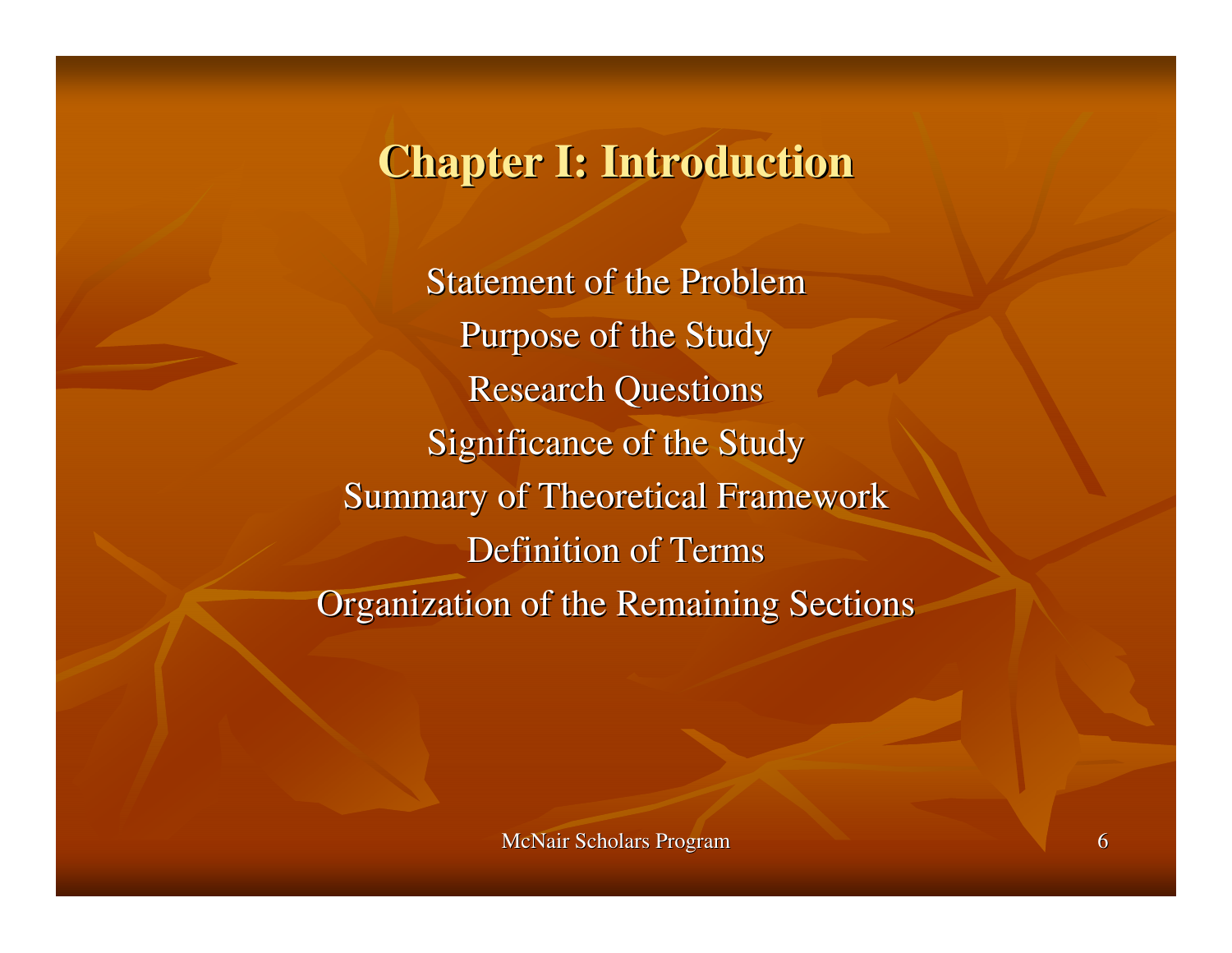# Chapter I: Introduction

Statement of the Problem

Purpose of the Study

Research Questions

Significance of the Study

Summary of Theoretical Framework

Definition of Terms

Organization of the Remaining Sections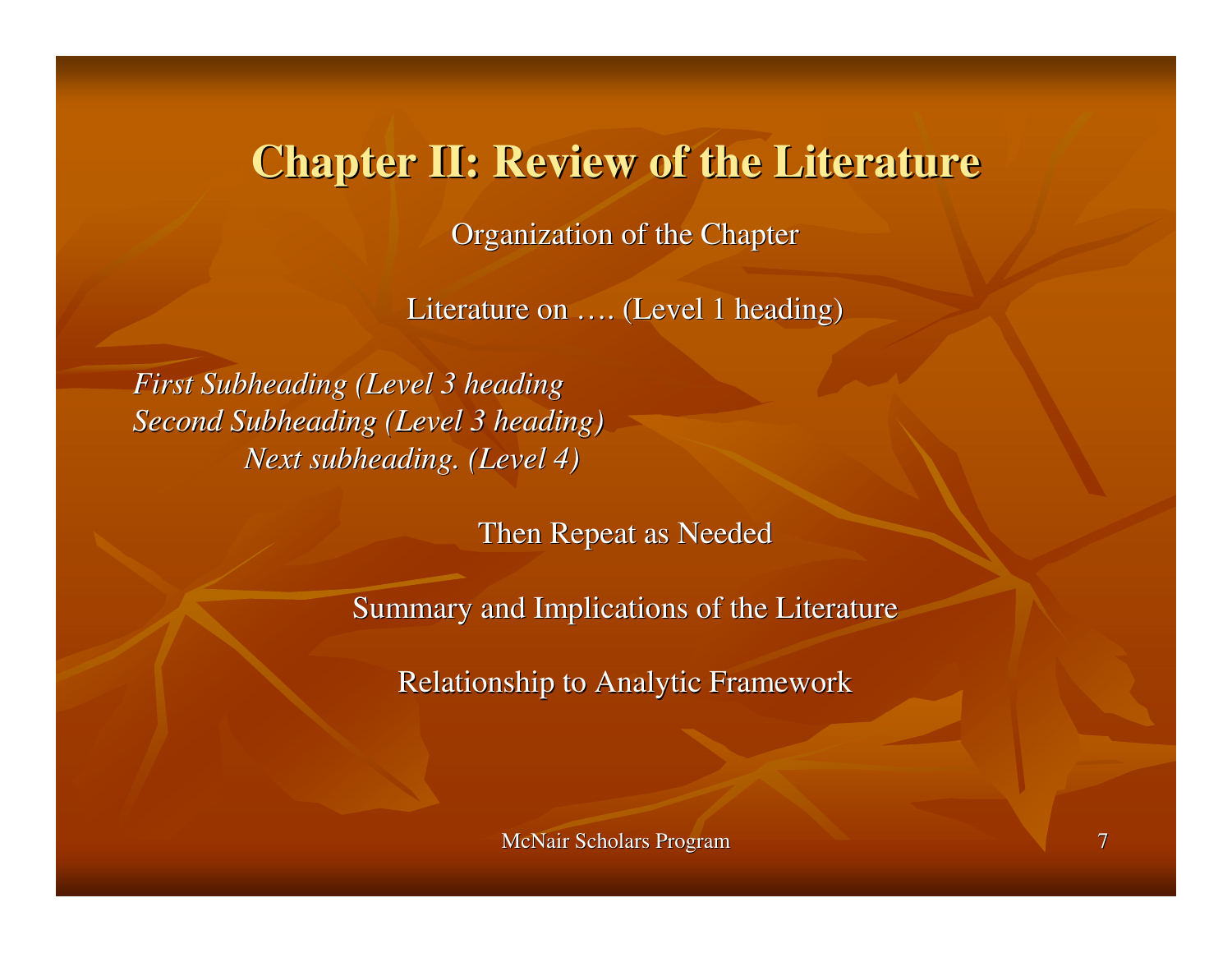# Chapter II: Review of the Literature

Organization of the Chapter

Literature on …. (Level 1 heading)

*First Subheading (Level 3 heading*
*Second Subheading (Level 3 heading)*
*Next subheading. (Level 4)*

Then Repeat as Needed

Summary and Implications of the Literature

Relationship to Analytic Framework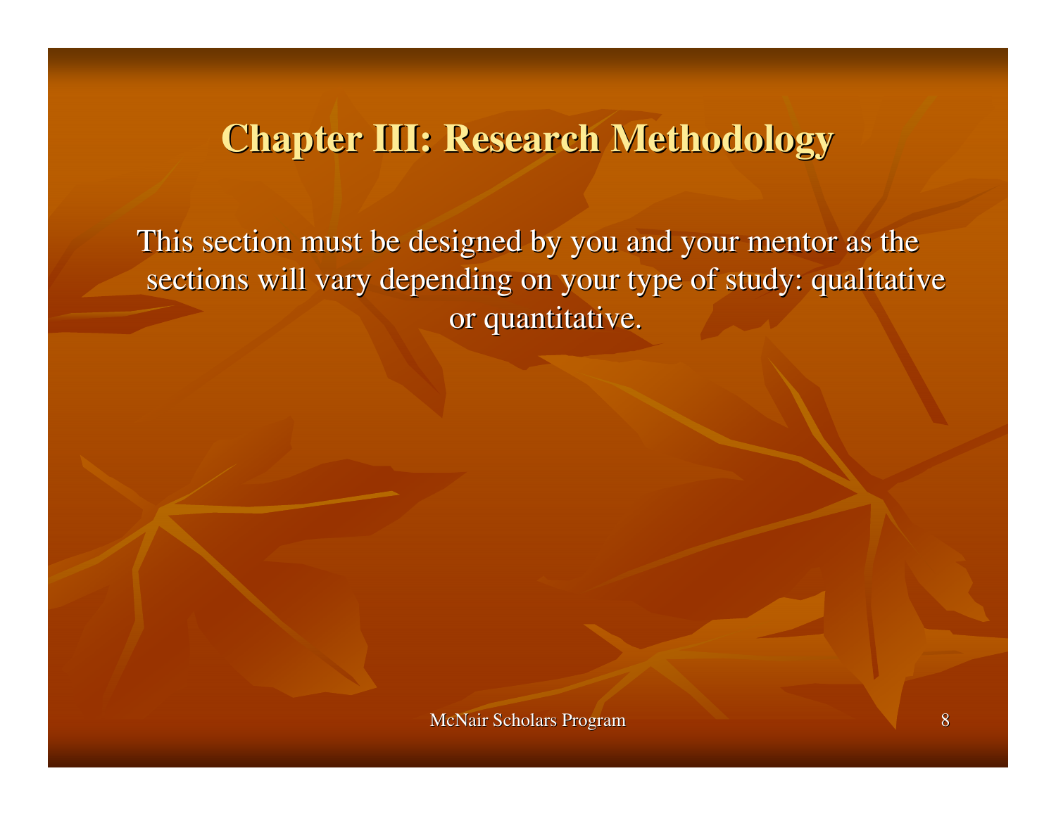# Chapter III: Research Methodology

This section must be designed by you and your mentor as the sections will vary depending on your type of study: qualitative or quantitative.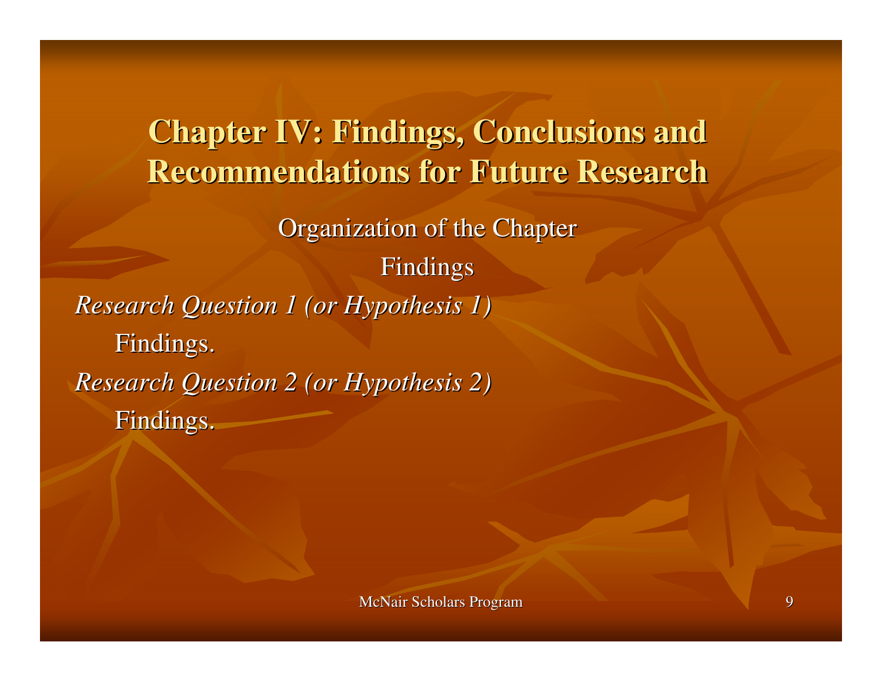# Chapter IV: Findings, Conclusions and Recommendations for Future Research

Organization of the Chapter

Findings

*Research Question 1 (or Hypothesis 1)*

Findings.

*Research Question 2 (or Hypothesis 2)*

Findings.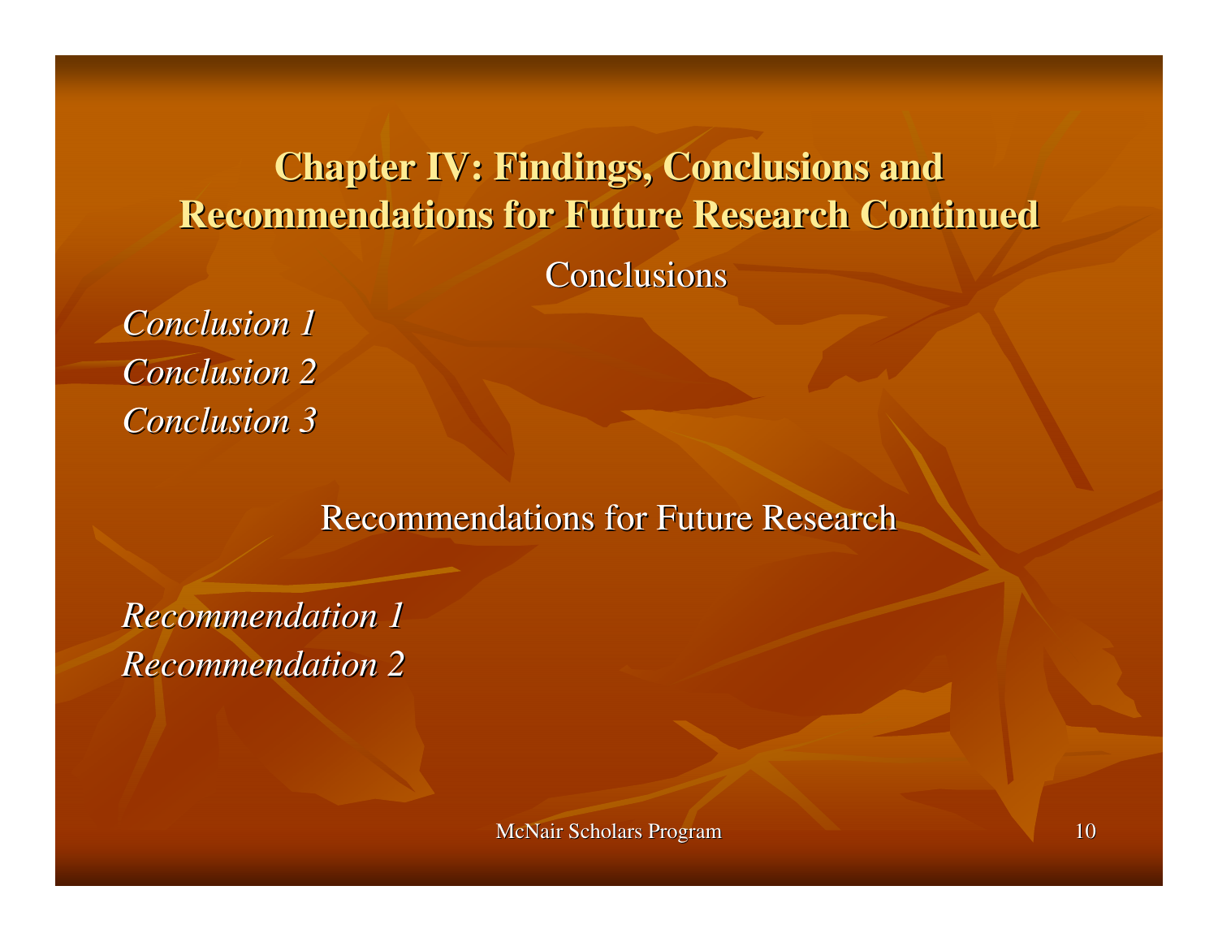# Chapter IV: Findings, Conclusions and Recommendations for Future Research Continued

## Conclusions

*Conclusion 1*
*Conclusion 2*
*Conclusion 3*

## Recommendations for Future Research

*Recommendation 1*
*Recommendation 2*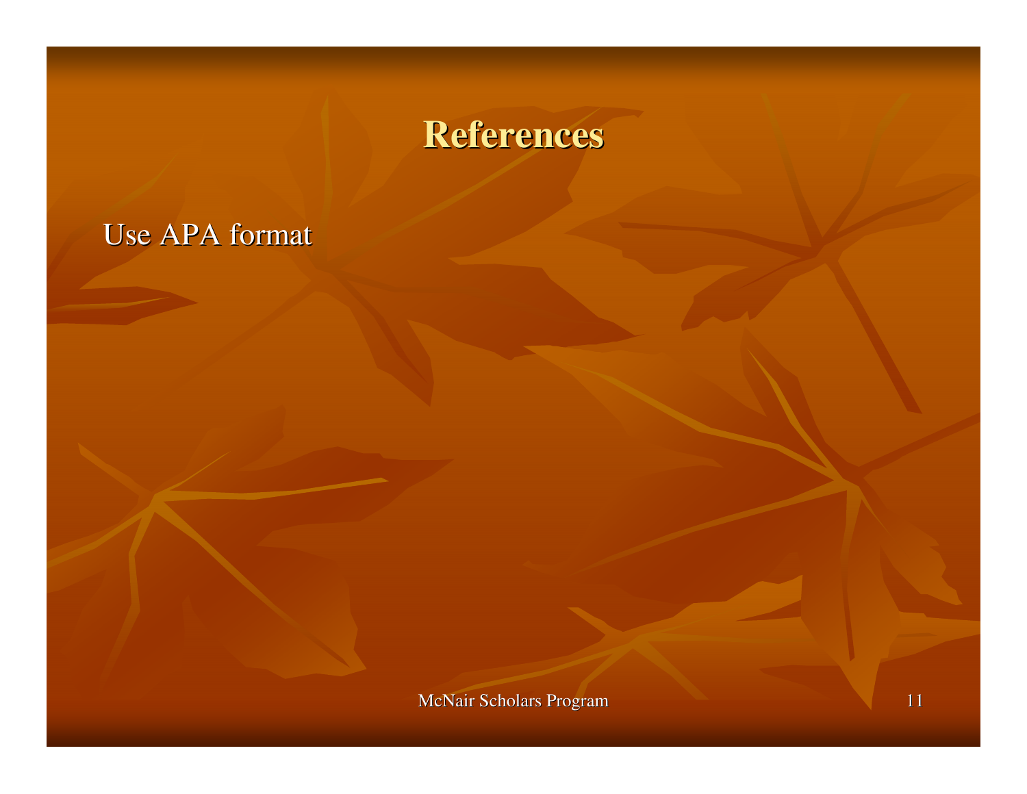# References

Use APA format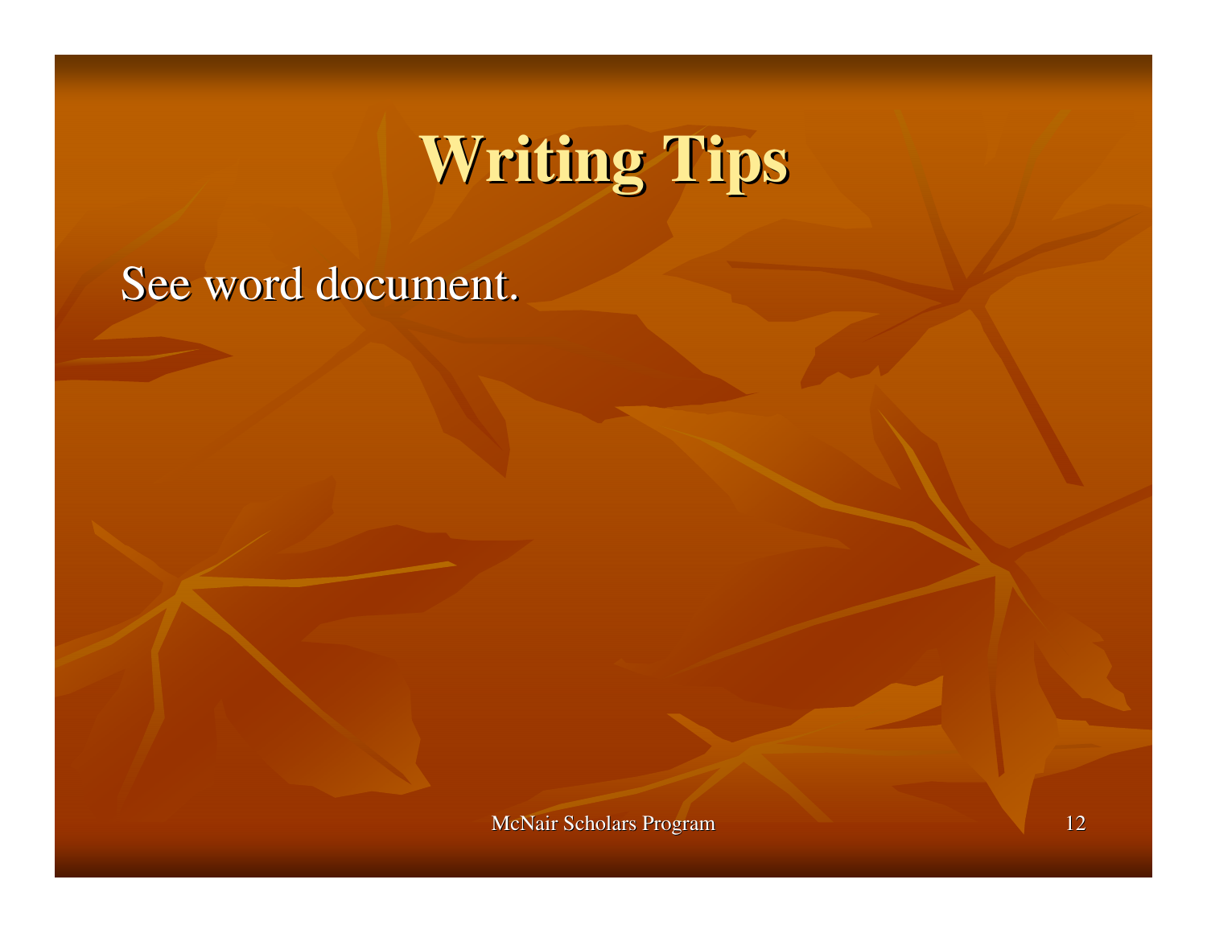# Writing Tips

See word document.